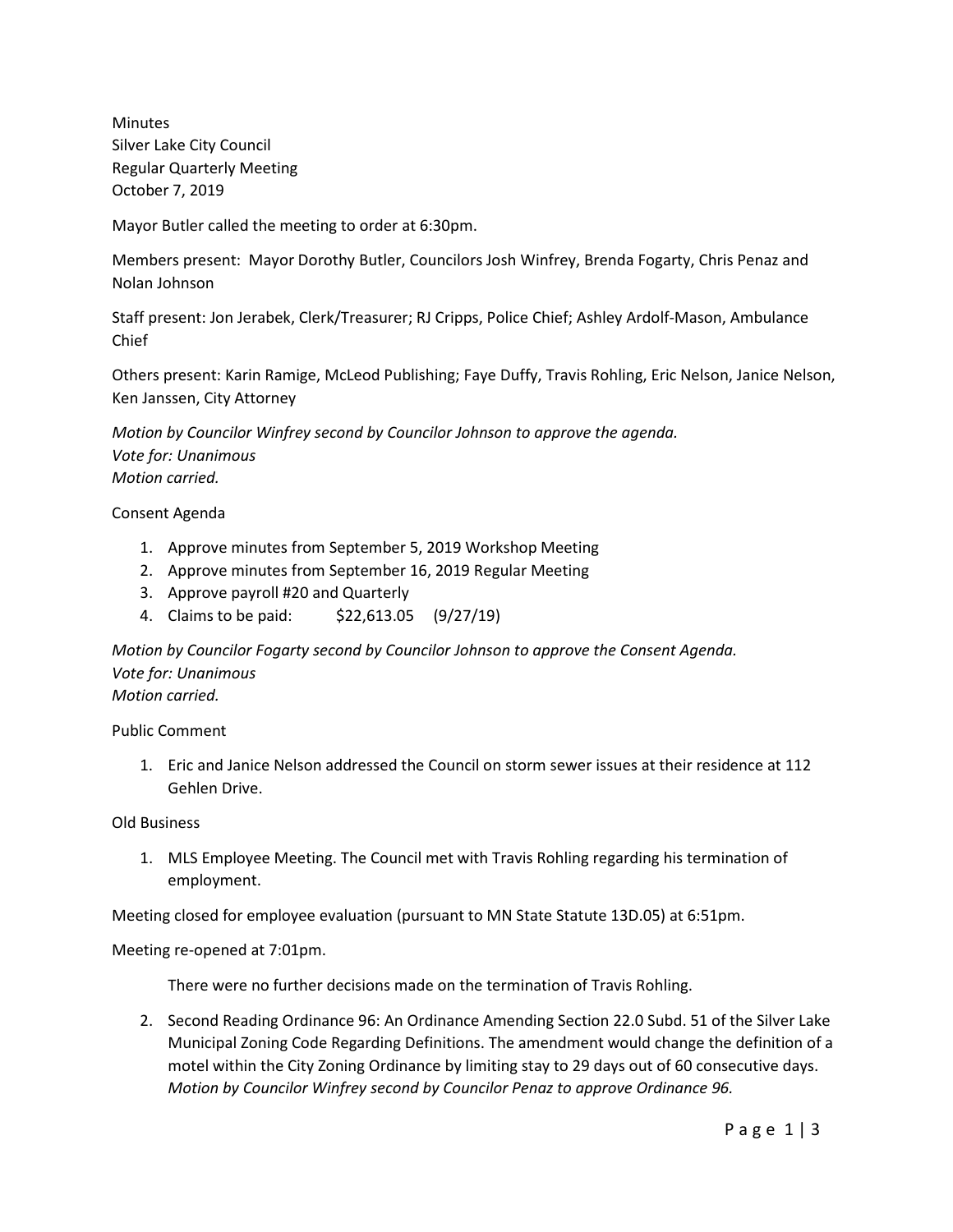Minutes
Silver Lake City Council
Regular Quarterly Meeting
October 7, 2019

Mayor Butler called the meeting to order at 6:30pm.

Members present: Mayor Dorothy Butler, Councilors Josh Winfrey, Brenda Fogarty, Chris Penaz and Nolan Johnson

Staff present: Jon Jerabek, Clerk/Treasurer; RJ Cripps, Police Chief; Ashley Ardolf-Mason, Ambulance Chief

Others present: Karin Ramige, McLeod Publishing; Faye Duffy, Travis Rohling, Eric Nelson, Janice Nelson, Ken Janssen, City Attorney

*Motion by Councilor Winfrey second by Councilor Johnson to approve the agenda.*
*Vote for: Unanimous*
*Motion carried.*

Consent Agenda

1. Approve minutes from September 5, 2019 Workshop Meeting
2. Approve minutes from September 16, 2019 Regular Meeting
3. Approve payroll #20 and Quarterly
4. Claims to be paid: $22,613.05 (9/27/19)

*Motion by Councilor Fogarty second by Councilor Johnson to approve the Consent Agenda.*
*Vote for: Unanimous*
*Motion carried.*

Public Comment

1. Eric and Janice Nelson addressed the Council on storm sewer issues at their residence at 112 Gehlen Drive.

Old Business

1. MLS Employee Meeting. The Council met with Travis Rohling regarding his termination of employment.

Meeting closed for employee evaluation (pursuant to MN State Statute 13D.05) at 6:51pm.

Meeting re-opened at 7:01pm.

There were no further decisions made on the termination of Travis Rohling.

2. Second Reading Ordinance 96: An Ordinance Amending Section 22.0 Subd. 51 of the Silver Lake Municipal Zoning Code Regarding Definitions. The amendment would change the definition of a motel within the City Zoning Ordinance by limiting stay to 29 days out of 60 consecutive days.
*Motion by Councilor Winfrey second by Councilor Penaz to approve Ordinance 96.*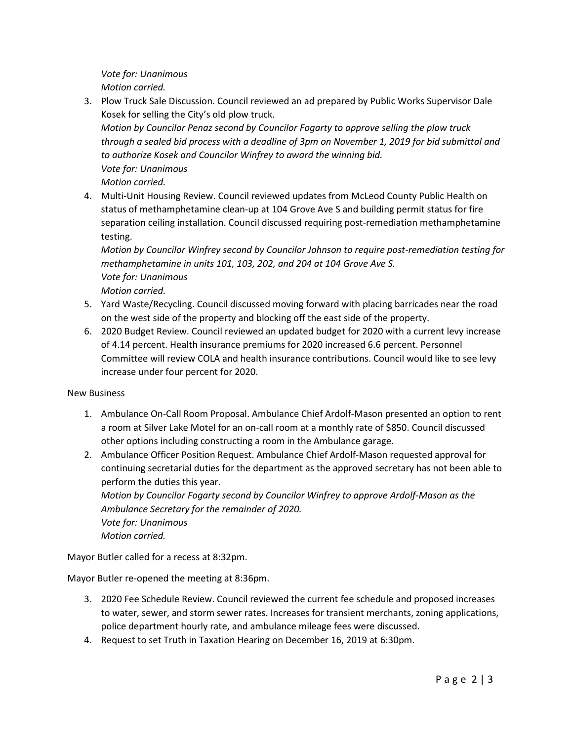*Vote for: Unanimous*
*Motion carried.*

3. Plow Truck Sale Discussion. Council reviewed an ad prepared by Public Works Supervisor Dale Kosek for selling the City's old plow truck.
   *Motion by Councilor Penaz second by Councilor Fogarty to approve selling the plow truck through a sealed bid process with a deadline of 3pm on November 1, 2019 for bid submittal and to authorize Kosek and Councilor Winfrey to award the winning bid.*
   *Vote for: Unanimous*
   *Motion carried.*
4. Multi-Unit Housing Review. Council reviewed updates from McLeod County Public Health on status of methamphetamine clean-up at 104 Grove Ave S and building permit status for fire separation ceiling installation. Council discussed requiring post-remediation methamphetamine testing.
   *Motion by Councilor Winfrey second by Councilor Johnson to require post-remediation testing for methamphetamine in units 101, 103, 202, and 204 at 104 Grove Ave S.*
   *Vote for: Unanimous*
   *Motion carried.*
5. Yard Waste/Recycling. Council discussed moving forward with placing barricades near the road on the west side of the property and blocking off the east side of the property.
6. 2020 Budget Review. Council reviewed an updated budget for 2020 with a current levy increase of 4.14 percent. Health insurance premiums for 2020 increased 6.6 percent. Personnel Committee will review COLA and health insurance contributions. Council would like to see levy increase under four percent for 2020.

New Business

1. Ambulance On-Call Room Proposal. Ambulance Chief Ardolf-Mason presented an option to rent a room at Silver Lake Motel for an on-call room at a monthly rate of $850. Council discussed other options including constructing a room in the Ambulance garage.
2. Ambulance Officer Position Request. Ambulance Chief Ardolf-Mason requested approval for continuing secretarial duties for the department as the approved secretary has not been able to perform the duties this year.
   *Motion by Councilor Fogarty second by Councilor Winfrey to approve Ardolf-Mason as the Ambulance Secretary for the remainder of 2020.*
   *Vote for: Unanimous*
   *Motion carried.*

Mayor Butler called for a recess at 8:32pm.

Mayor Butler re-opened the meeting at 8:36pm.

3. 2020 Fee Schedule Review. Council reviewed the current fee schedule and proposed increases to water, sewer, and storm sewer rates. Increases for transient merchants, zoning applications, police department hourly rate, and ambulance mileage fees were discussed.
4. Request to set Truth in Taxation Hearing on December 16, 2019 at 6:30pm.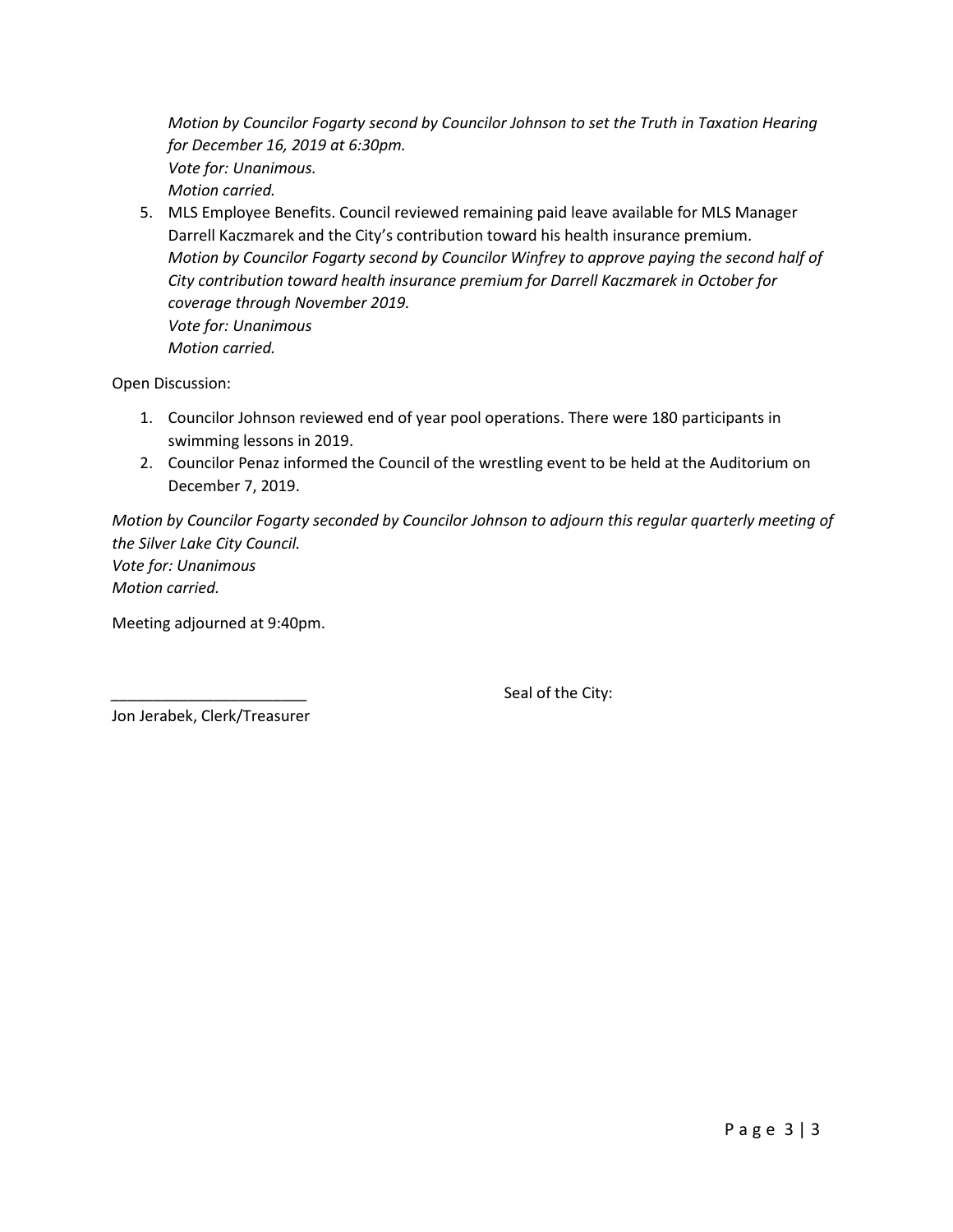*Motion by Councilor Fogarty second by Councilor Johnson to set the Truth in Taxation Hearing for December 16, 2019 at 6:30pm.*
*Vote for: Unanimous.*
*Motion carried.*

5. MLS Employee Benefits. Council reviewed remaining paid leave available for MLS Manager Darrell Kaczmarek and the City's contribution toward his health insurance premium.
   *Motion by Councilor Fogarty second by Councilor Winfrey to approve paying the second half of City contribution toward health insurance premium for Darrell Kaczmarek in October for coverage through November 2019.*
   *Vote for: Unanimous*
   *Motion carried.*

Open Discussion:

1. Councilor Johnson reviewed end of year pool operations. There were 180 participants in swimming lessons in 2019.
2. Councilor Penaz informed the Council of the wrestling event to be held at the Auditorium on December 7, 2019.

*Motion by Councilor Fogarty seconded by Councilor Johnson to adjourn this regular quarterly meeting of the Silver Lake City Council.*
*Vote for: Unanimous*
*Motion carried.*

Meeting adjourned at 9:40pm.

_______________________ Seal of the City:

Jon Jerabek, Clerk/Treasurer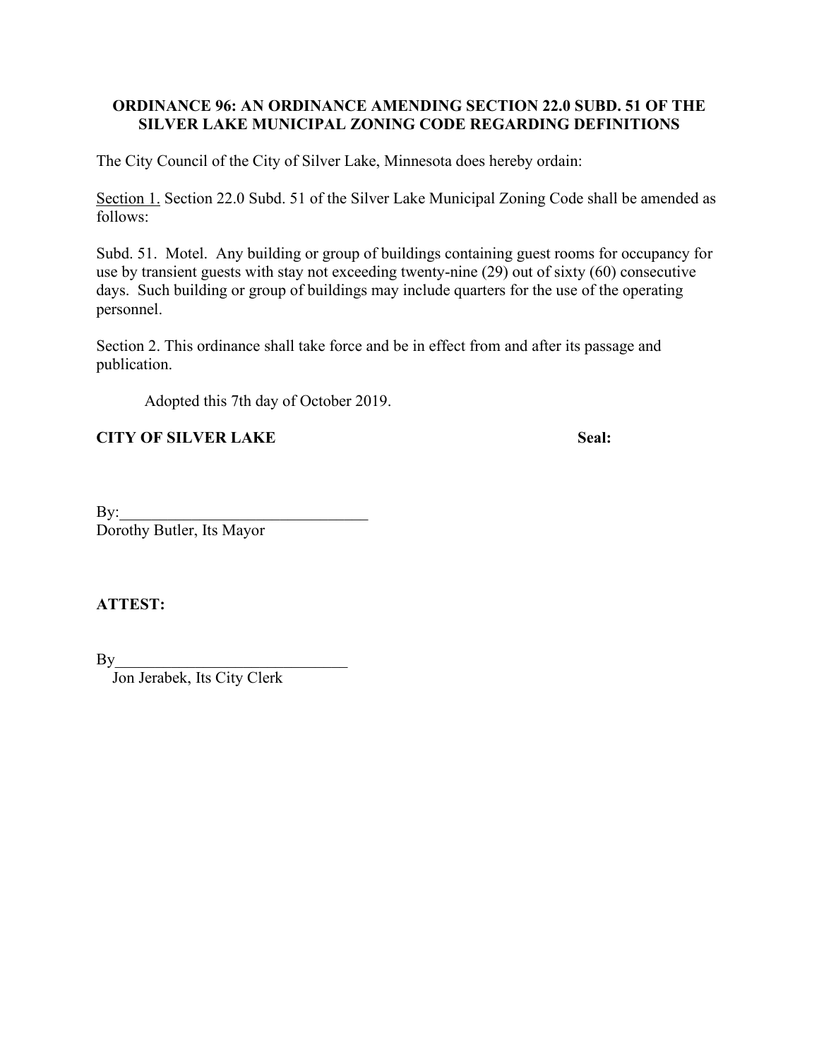**ORDINANCE 96: AN ORDINANCE AMENDING SECTION 22.0 SUBD. 51 OF THE SILVER LAKE MUNICIPAL ZONING CODE REGARDING DEFINITIONS**

The City Council of the City of Silver Lake, Minnesota does hereby ordain:

Section 1. Section 22.0 Subd. 51 of the Silver Lake Municipal Zoning Code shall be amended as follows:

Subd. 51. Motel. Any building or group of buildings containing guest rooms for occupancy for use by transient guests with stay not exceeding twenty-nine (29) out of sixty (60) consecutive days. Such building or group of buildings may include quarters for the use of the operating personnel.

Section 2. This ordinance shall take force and be in effect from and after its passage and publication.

Adopted this 7th day of October 2019.

**CITY OF SILVER LAKE** **Seal:**

By:_______________________________
Dorothy Butler, Its Mayor

**ATTEST:**

By_____________________________
Jon Jerabek, Its City Clerk